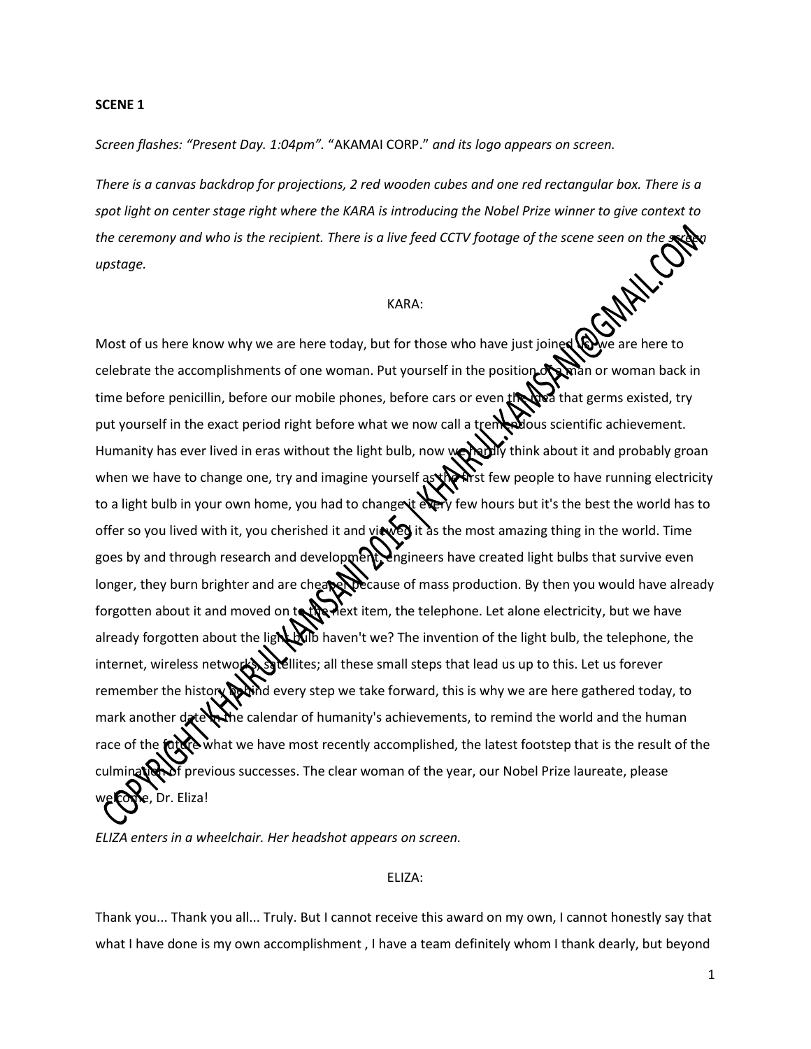**SCENE 1**

*Screen flashes: "Present Day. 1:04pm".* "AKAMAI CORP." *and its logo appears on screen.*

*There is a canvas backdrop for projections, 2 red wooden cubes and one red rectangular box. There is a spot light on center stage right where the KARA is introducing the Nobel Prize winner to give context to the ceremony and who is the recipient. There is a live feed CCTV footage of the scene seen on the screen upstage.*

KARA:

Most of us here know why we are here today, but for those who have just joined us we are here to celebrate the accomplishments of one woman. Put yourself in the position of a man or woman back in time before penicillin, before our mobile phones, before cars or even the idea that germs existed, try put yourself in the exact period right before what we now call a tremendous scientific achievement. Humanity has ever lived in eras without the light bulb, now we hardly think about it and probably groan when we have to change one, try and imagine yourself as the first few people to have running electricity to a light bulb in your own home, you had to change it every few hours but it's the best the world has to offer so you lived with it, you cherished it and viewed it as the most amazing thing in the world. Time goes by and through research and development, engineers have created light bulbs that survive even longer, they burn brighter and are cheaper because of mass production. By then you would have already forgotten about it and moved on to the next item, the telephone. Let alone electricity, but we have already forgotten about the light bulb haven't we? The invention of the light bulb, the telephone, the internet, wireless networks, satellites; all these small steps that lead us up to this. Let us forever remember the history behind every step we take forward, this is why we are here gathered today, to mark another date in the calendar of humanity's achievements, to remind the world and the human race of the future what we have most recently accomplished, the latest footstep that is the result of the culmination of previous successes. The clear woman of the year, our Nobel Prize laureate, please welcome, Dr. Eliza!

*ELIZA enters in a wheelchair. Her headshot appears on screen.*

ELIZA:

Thank you... Thank you all... Truly. But I cannot receive this award on my own, I cannot honestly say that what I have done is my own accomplishment , I have a team definitely whom I thank dearly, but beyond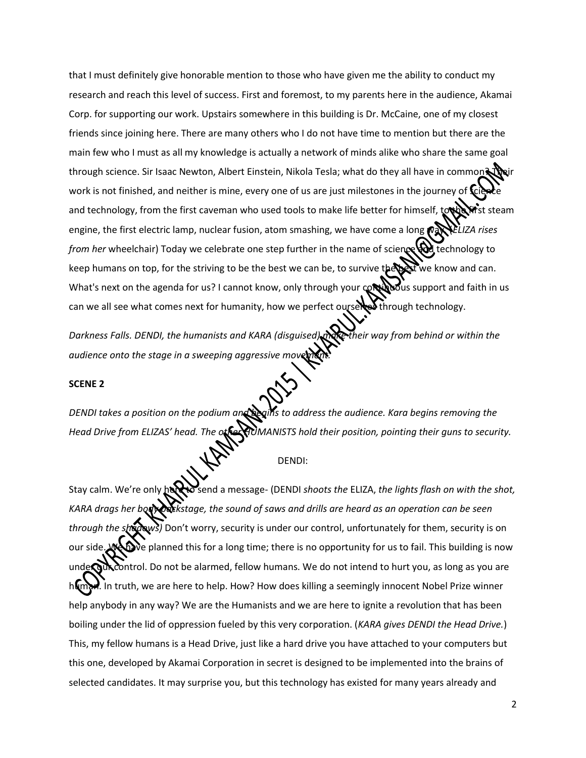that I must definitely give honorable mention to those who have given me the ability to conduct my research and reach this level of success. First and foremost, to my parents here in the audience, Akamai Corp. for supporting our work. Upstairs somewhere in this building is Dr. McCaine, one of my closest friends since joining here. There are many others who I do not have time to mention but there are the main few who I must as all my knowledge is actually a network of minds alike who share the same goal through science. Sir Isaac Newton, Albert Einstein, Nikola Tesla; what do they all have in common? Their work is not finished, and neither is mine, every one of us are just milestones in the journey of science and technology, from the first caveman who used tools to make life better for himself, to the first steam engine, the first electric lamp, nuclear fusion, atom smashing, we have come a long way. (*ELIZA rises from her* wheelchair) Today we celebrate one step further in the name of science and technology to keep humans on top, for the striving to be the best we can be, to survive the best we know and can. What's next on the agenda for us? I cannot know, only through your continuous support and faith in us can we all see what comes next for humanity, how we perfect ourselves through technology.

*Darkness Falls. DENDI, the humanists and KARA (disguised) make their way from behind or within the audience onto the stage in a sweeping aggressive movement.*

**SCENE 2**

*DENDI takes a position on the podium and begins to address the audience. Kara begins removing the Head Drive from ELIZAS' head. The other HUMANISTS hold their position, pointing their guns to security.*

DENDI:

Stay calm. We're only here to send a message- (DENDI *shoots the* ELIZA, *the lights flash on with the shot, KARA drags her body backstage, the sound of saws and drills are heard as an operation can be seen through the shadows)* Don't worry, security is under our control, unfortunately for them, security is on our side. We have planned this for a long time; there is no opportunity for us to fail. This building is now under our control. Do not be alarmed, fellow humans. We do not intend to hurt you, as long as you are human. In truth, we are here to help. How? How does killing a seemingly innocent Nobel Prize winner help anybody in any way? We are the Humanists and we are here to ignite a revolution that has been boiling under the lid of oppression fueled by this very corporation. (*KARA gives DENDI the Head Drive.*) This, my fellow humans is a Head Drive, just like a hard drive you have attached to your computers but this one, developed by Akamai Corporation in secret is designed to be implemented into the brains of selected candidates. It may surprise you, but this technology has existed for many years already and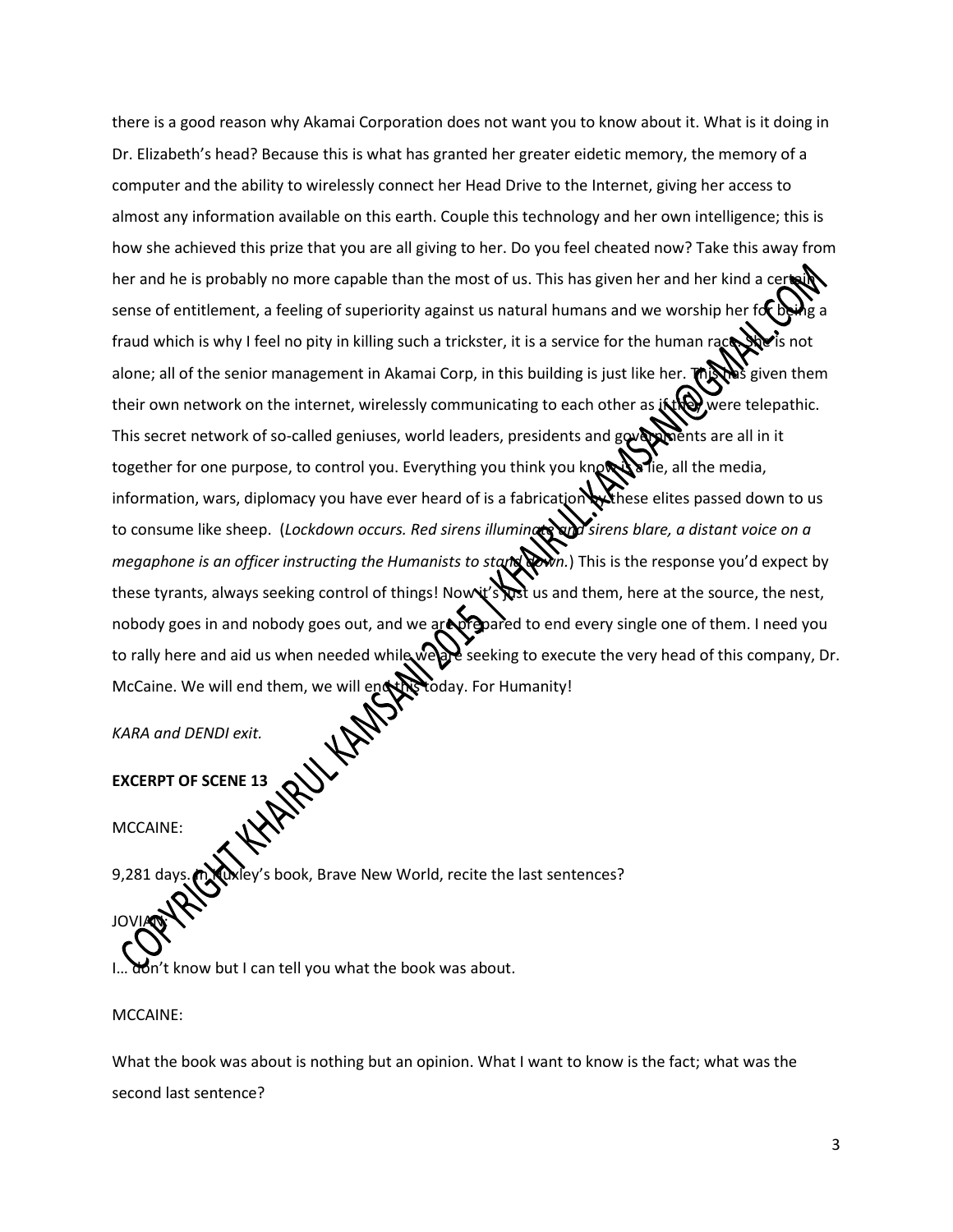there is a good reason why Akamai Corporation does not want you to know about it. What is it doing in Dr. Elizabeth's head? Because this is what has granted her greater eidetic memory, the memory of a computer and the ability to wirelessly connect her Head Drive to the Internet, giving her access to almost any information available on this earth. Couple this technology and her own intelligence; this is how she achieved this prize that you are all giving to her. Do you feel cheated now? Take this away from her and he is probably no more capable than the most of us. This has given her and her kind a certain sense of entitlement, a feeling of superiority against us natural humans and we worship her for being a fraud which is why I feel no pity in killing such a trickster, it is a service for the human race. She is not alone; all of the senior management in Akamai Corp, in this building is just like her. This has given them their own network on the internet, wirelessly communicating to each other as if they were telepathic. This secret network of so-called geniuses, world leaders, presidents and governments are all in it together for one purpose, to control you. Everything you think you know is a lie, all the media, information, wars, diplomacy you have ever heard of is a fabrication by these elites passed down to us to consume like sheep. (*Lockdown occurs. Red sirens illuminate and sirens blare, a distant voice on a megaphone is an officer instructing the Humanists to stand down.*) This is the response you'd expect by these tyrants, always seeking control of things! Now it's just us and them, here at the source, the nest, nobody goes in and nobody goes out, and we are prepared to end every single one of them. I need you to rally here and aid us when needed while we are seeking to execute the very head of this company, Dr. McCaine. We will end them, we will end this today. For Humanity!

*KARA and DENDI exit.*

**EXCERPT OF SCENE 13**

MCCAINE:

9,281 days. In Huxley's book, Brave New World, recite the last sentences?

JOVIAN:

I… don't know but I can tell you what the book was about.

MCCAINE:

What the book was about is nothing but an opinion. What I want to know is the fact; what was the second last sentence?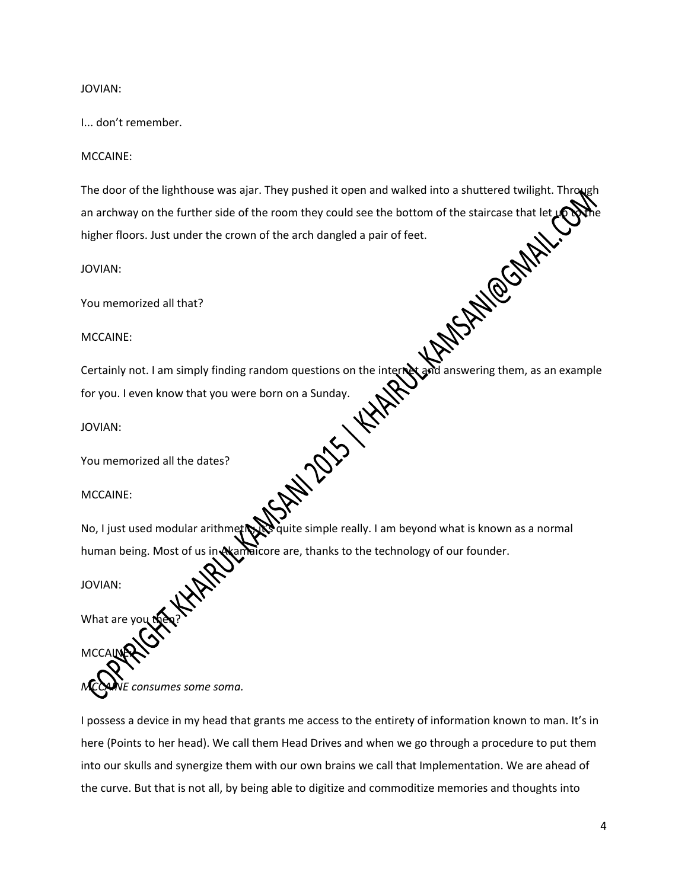JOVIAN:

I... don't remember.

MCCAINE:

The door of the lighthouse was ajar. They pushed it open and walked into a shuttered twilight. Through an archway on the further side of the room they could see the bottom of the staircase that let up to the higher floors. Just under the crown of the arch dangled a pair of feet.

JOVIAN:

You memorized all that?

MCCAINE:

Certainly not. I am simply finding random questions on the internet and answering them, as an example for you. I even know that you were born on a Sunday.

JOVIAN:

You memorized all the dates?

MCCAINE:

No, I just used modular arithmetic, it's quite simple really. I am beyond what is known as a normal human being. Most of us in Akamaicore are, thanks to the technology of our founder.

JOVIAN:

What are you then?

MCCAINE:

*MCCAINE consumes some soma.*

I possess a device in my head that grants me access to the entirety of information known to man. It's in here (Points to her head). We call them Head Drives and when we go through a procedure to put them into our skulls and synergize them with our own brains we call that Implementation. We are ahead of the curve. But that is not all, by being able to digitize and commoditize memories and thoughts into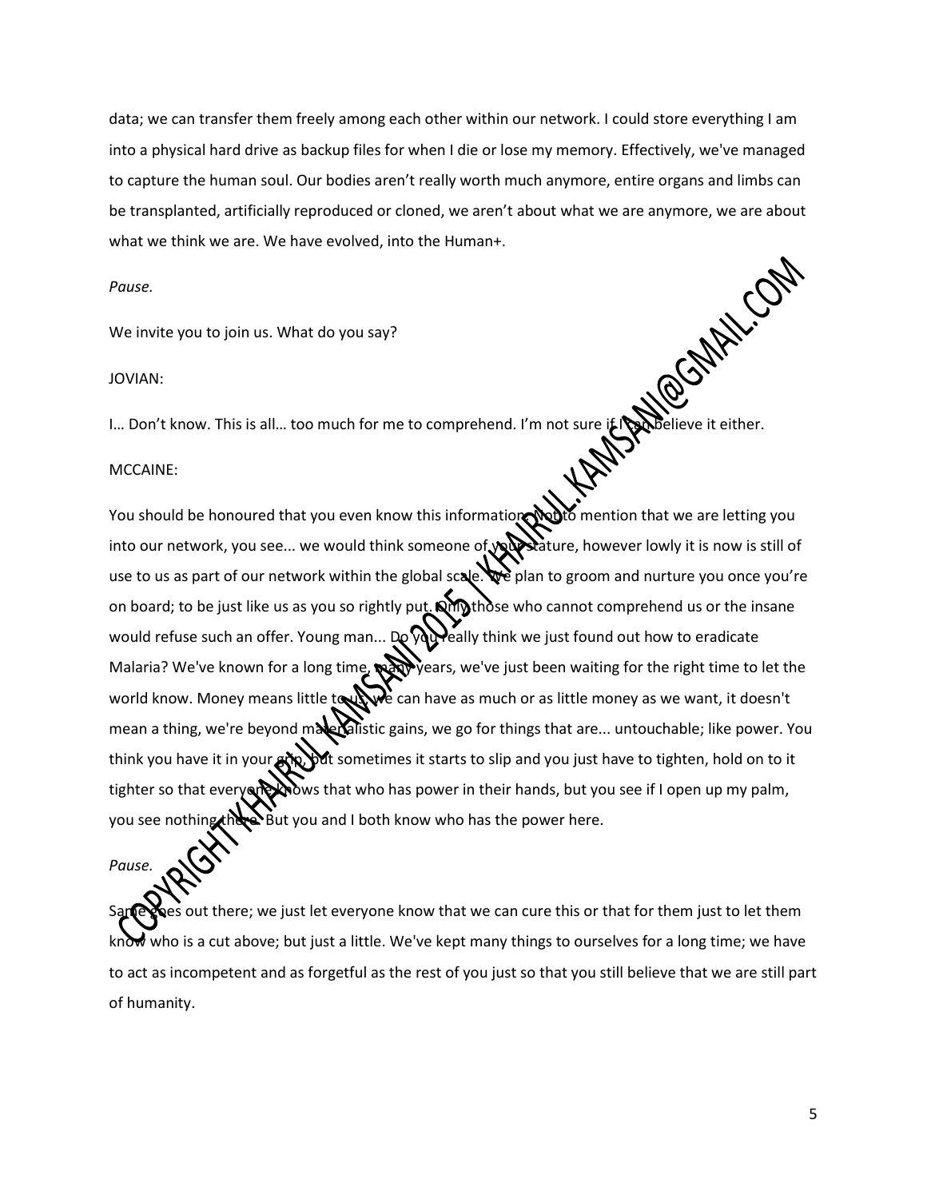data; we can transfer them freely among each other within our network. I could store everything I am into a physical hard drive as backup files for when I die or lose my memory. Effectively, we've managed to capture the human soul. Our bodies aren't really worth much anymore, entire organs and limbs can be transplanted, artificially reproduced or cloned, we aren't about what we are anymore, we are about what we think we are. We have evolved, into the Human+.

*Pause.*

We invite you to join us. What do you say?

JOVIAN:

I… Don't know. This is all… too much for me to comprehend. I'm not sure if I can believe it either.

MCCAINE:

You should be honoured that you even know this information. Not to mention that we are letting you into our network, you see... we would think someone of your stature, however lowly it is now is still of use to us as part of our network within the global scale. We plan to groom and nurture you once you're on board; to be just like us as you so rightly put. Only those who cannot comprehend us or the insane would refuse such an offer. Young man... Do you really think we just found out how to eradicate Malaria? We've known for a long time, many years, we've just been waiting for the right time to let the world know. Money means little to us, we can have as much or as little money as we want, it doesn't mean a thing, we're beyond materialistic gains, we go for things that are... untouchable; like power. You think you have it in your grip, but sometimes it starts to slip and you just have to tighten, hold on to it tighter so that everyone knows that who has power in their hands, but you see if I open up my palm, you see nothing there. But you and I both know who has the power here.

*Pause.*

Same goes out there; we just let everyone know that we can cure this or that for them just to let them know who is a cut above; but just a little. We've kept many things to ourselves for a long time; we have to act as incompetent and as forgetful as the rest of you just so that you still believe that we are still part of humanity.